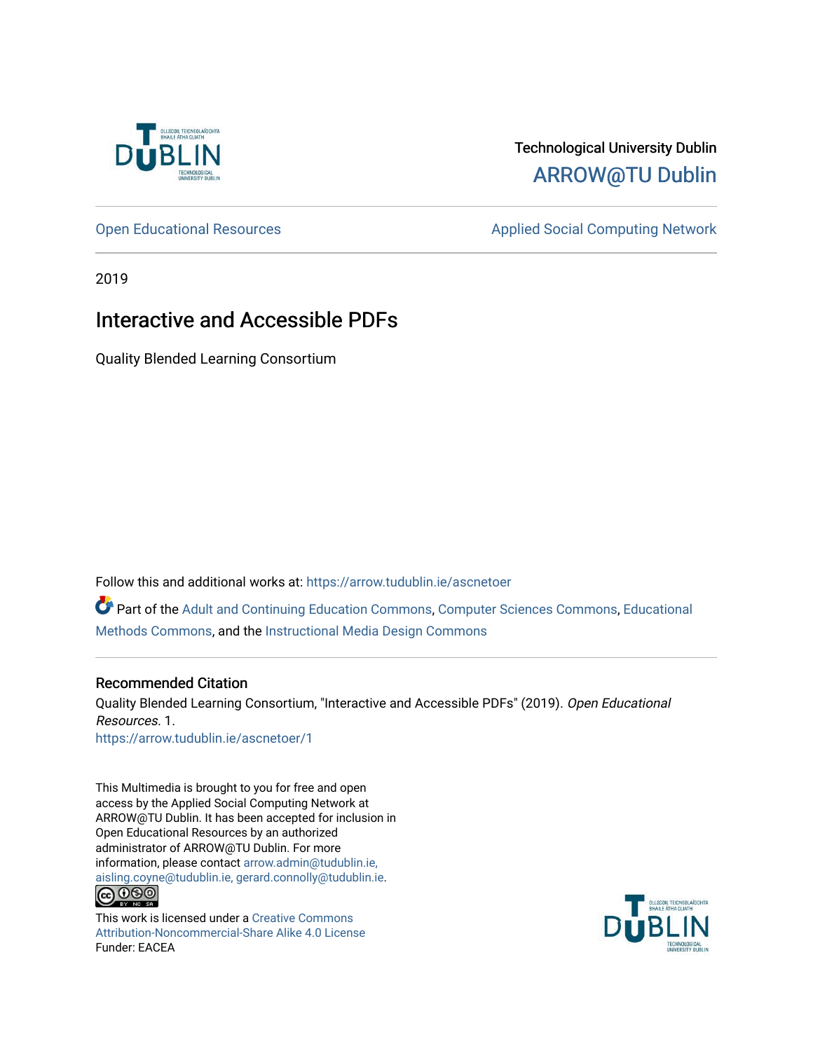Technological University Dublin

ARROW@TU Dublin

Open Educational Resources | Applied Social Computing Network

2019

# Interactive and Accessible PDFs

Quality Blended Learning Consortium

Follow this and additional works at: https://arrow.tudublin.ie/ascnetoer

Part of the Adult and Continuing Education Commons, Computer Sciences Commons, Educational Methods Commons, and the Instructional Media Design Commons

## Recommended Citation

Quality Blended Learning Consortium, "Interactive and Accessible PDFs" (2019). *Open Educational Resources*. 1.
https://arrow.tudublin.ie/ascnetoer/1

This Multimedia is brought to you for free and open access by the Applied Social Computing Network at ARROW@TU Dublin. It has been accepted for inclusion in Open Educational Resources by an authorized administrator of ARROW@TU Dublin. For more information, please contact arrow.admin@tudublin.ie, aisling.coyne@tudublin.ie, gerard.connolly@tudublin.ie.

This work is licensed under a Creative Commons Attribution-Noncommercial-Share Alike 4.0 License

Funder: EACEA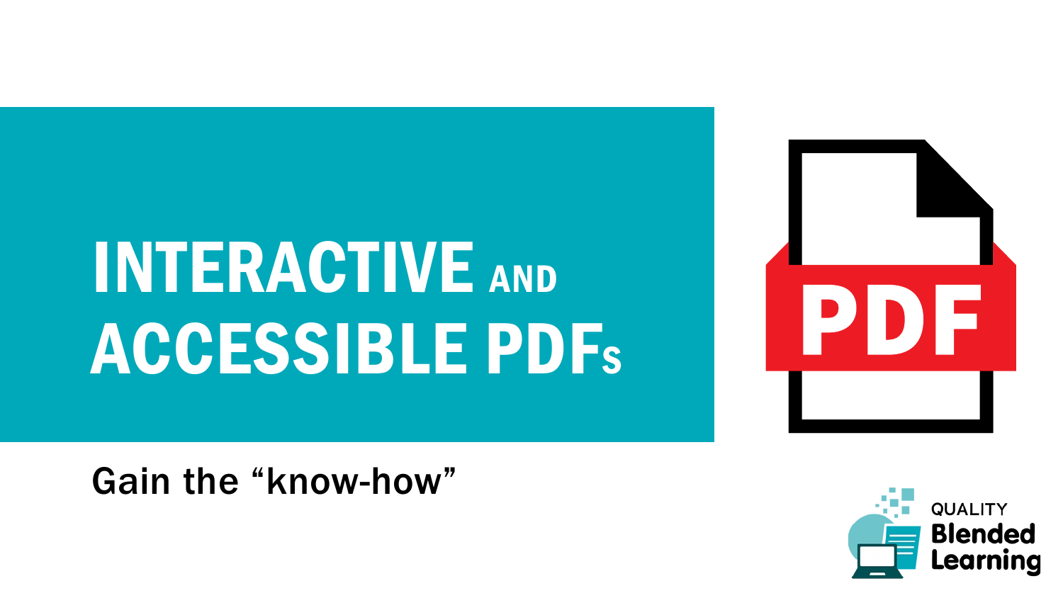# INTERACTIVE AND ACCESSIBLE PDFs

Gain the "know-how"

QUALITY Blended Learning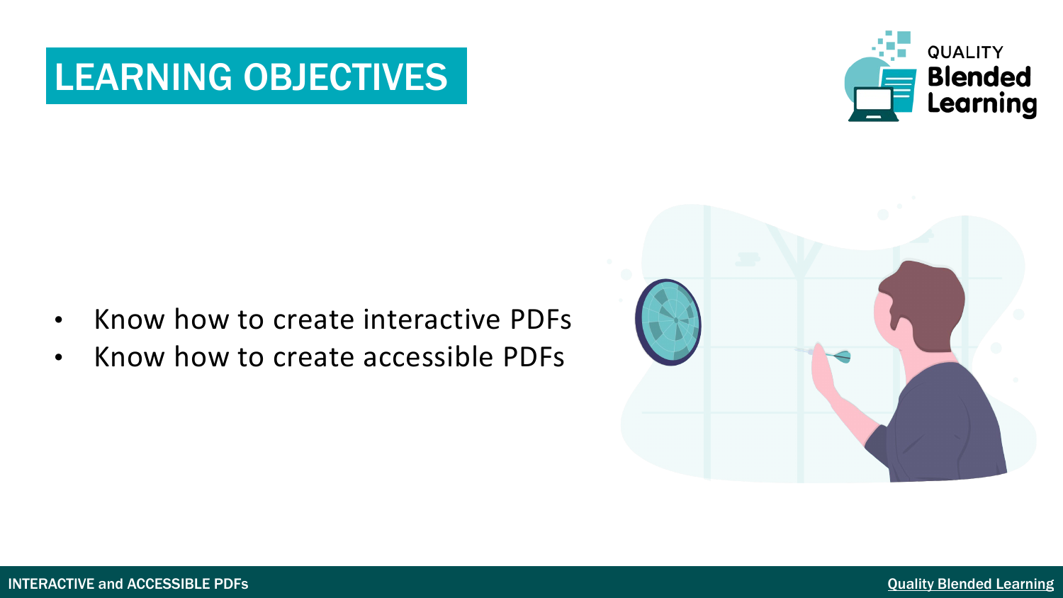# LEARNING OBJECTIVES

- Know how to create interactive PDFs
- Know how to create accessible PDFs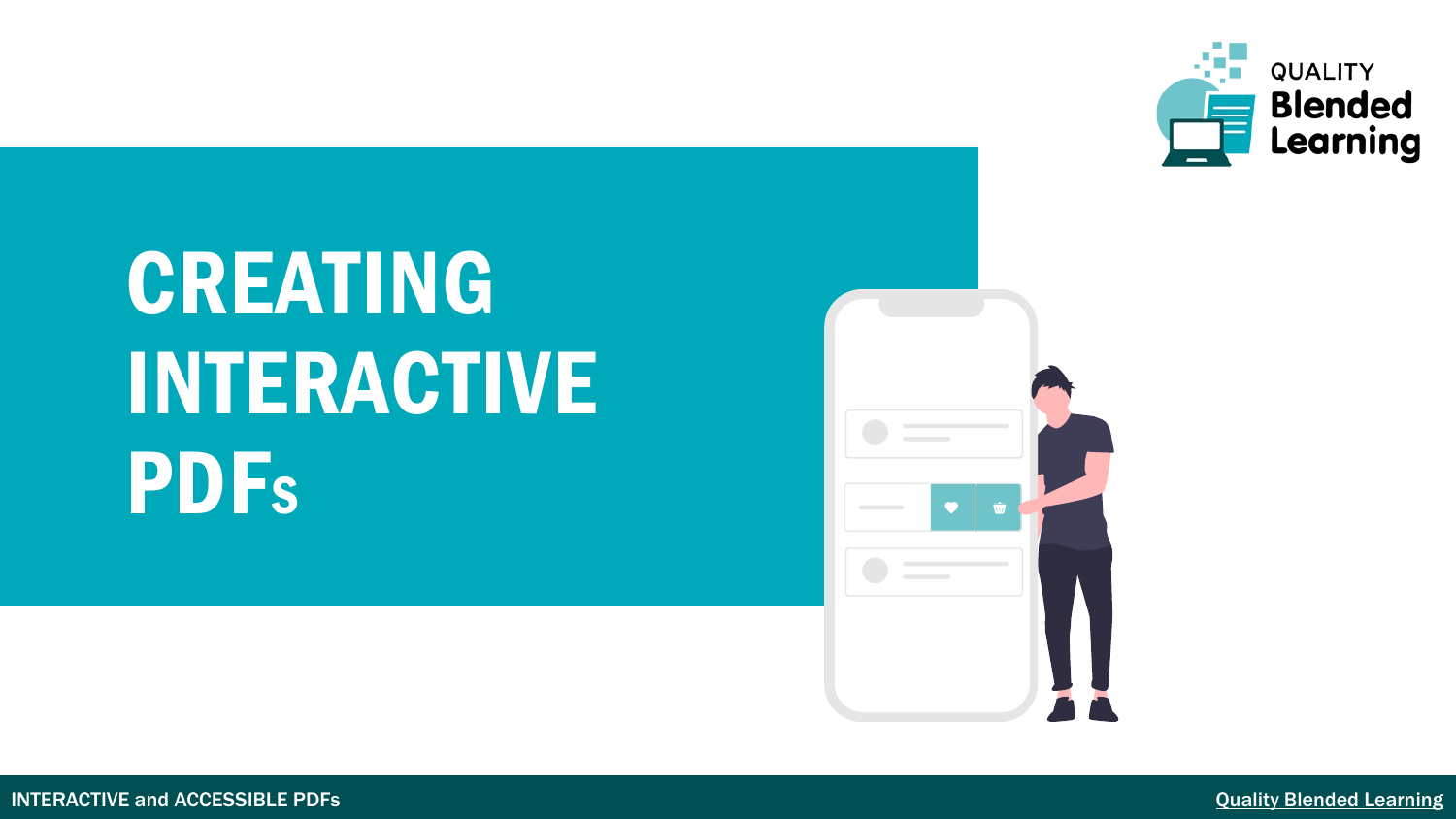# CREATING INTERACTIVE PDFs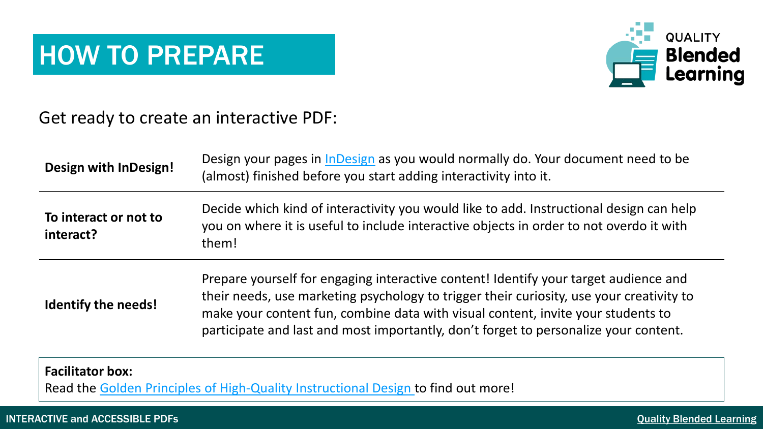# HOW TO PREPARE

Get ready to create an interactive PDF:

| | |
|---|---|
| **Design with InDesign!** | Design your pages in [InDesign](InDesign) as you would normally do. Your document need to be (almost) finished before you start adding interactivity into it. |
| **To interact or not to interact?** | Decide which kind of interactivity you would like to add. Instructional design can help you on where it is useful to include interactive objects in order to not overdo it with them! |
| **Identify the needs!** | Prepare yourself for engaging interactive content! Identify your target audience and their needs, use marketing psychology to trigger their curiosity, use your creativity to make your content fun, combine data with visual content, invite your students to participate and last and most importantly, don't forget to personalize your content. |

**Facilitator box:**
Read the Golden Principles of High-Quality Instructional Design to find out more!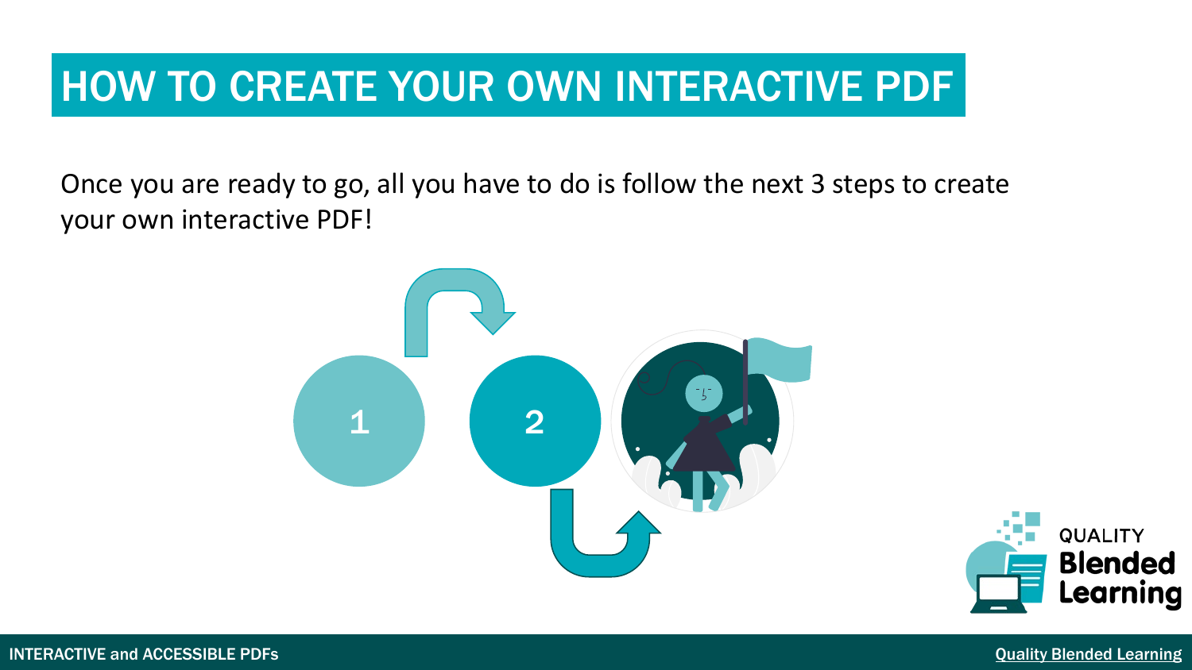# HOW TO CREATE YOUR OWN INTERACTIVE PDF

Once you are ready to go, all you have to do is follow the next 3 steps to create your own interactive PDF!

1

2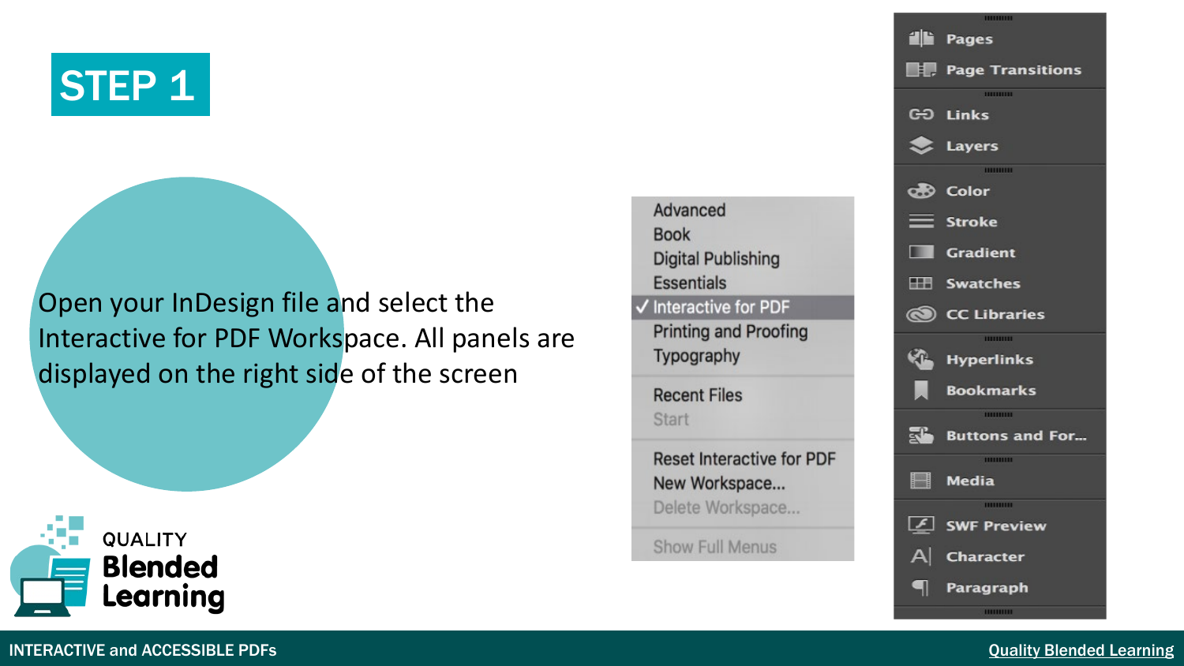# STEP 1

Open your InDesign file and select the Interactive for PDF Workspace. All panels are displayed on the right side of the screen

- Advanced
- Book
- Digital Publishing
- Essentials
- ✓ Interactive for PDF
- Printing and Proofing
- Typography
- Recent Files
- Start
- Reset Interactive for PDF
- New Workspace...
- Delete Workspace...
- Show Full Menus

- Pages
- Page Transitions
- Links
- Layers
- Color
- Stroke
- Gradient
- Swatches
- CC Libraries
- Hyperlinks
- Bookmarks
- Buttons and For...
- Media
- SWF Preview
- Character
- Paragraph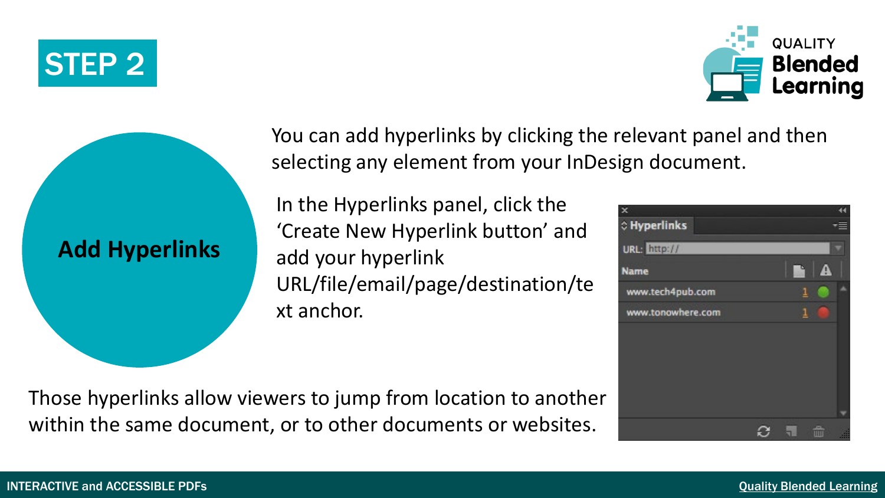# STEP 2

## Add Hyperlinks

You can add hyperlinks by clicking the relevant panel and then selecting any element from your InDesign document.

In the Hyperlinks panel, click the 'Create New Hyperlink button' and add your hyperlink URL/file/email/page/destination/text anchor.

Those hyperlinks allow viewers to jump from location to another within the same document, or to other documents or websites.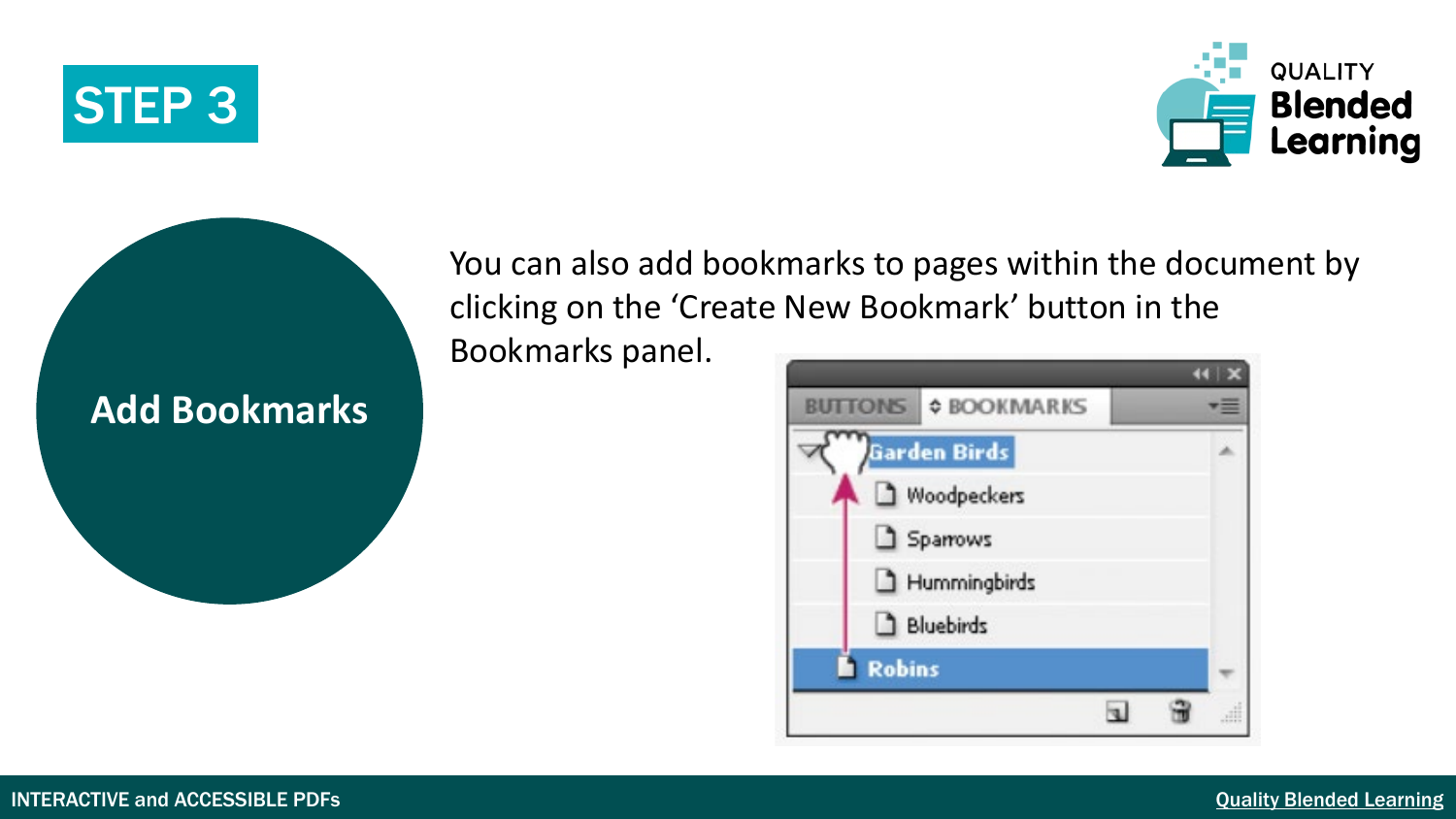STEP 3

## Add Bookmarks

You can also add bookmarks to pages within the document by clicking on the 'Create New Bookmark' button in the Bookmarks panel.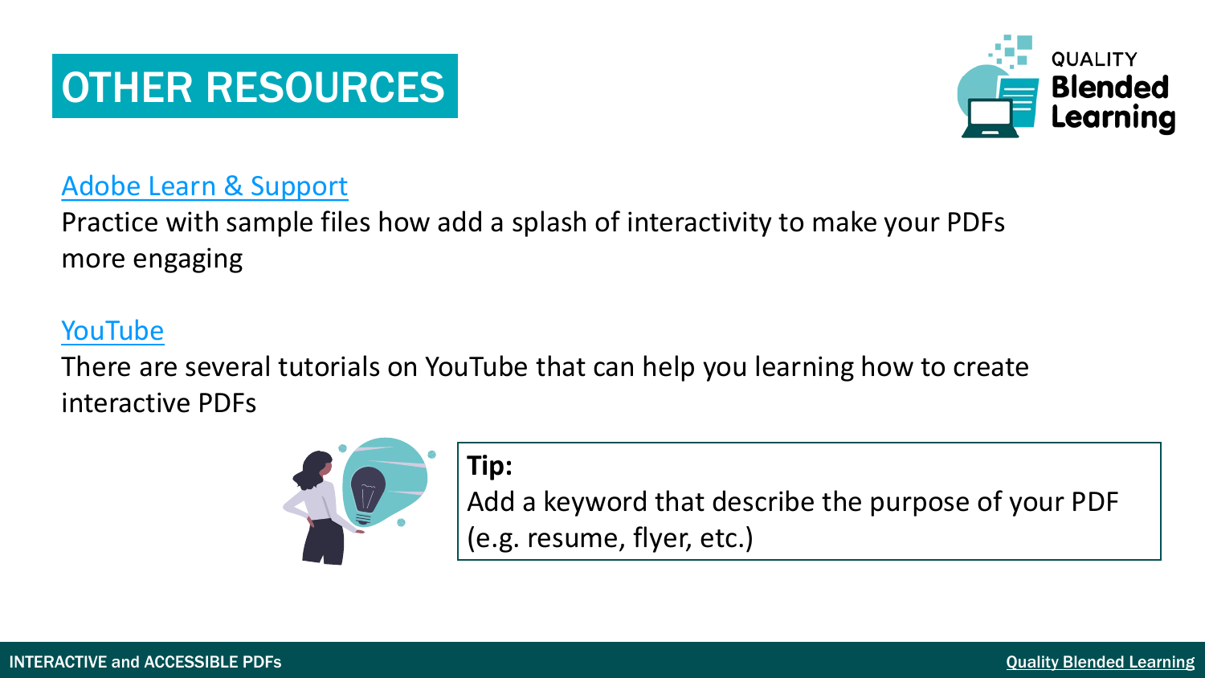# OTHER RESOURCES

Adobe Learn & Support

Practice with sample files how add a splash of interactivity to make your PDFs more engaging

YouTube

There are several tutorials on YouTube that can help you learning how to create interactive PDFs

**Tip:**
Add a keyword that describe the purpose of your PDF (e.g. resume, flyer, etc.)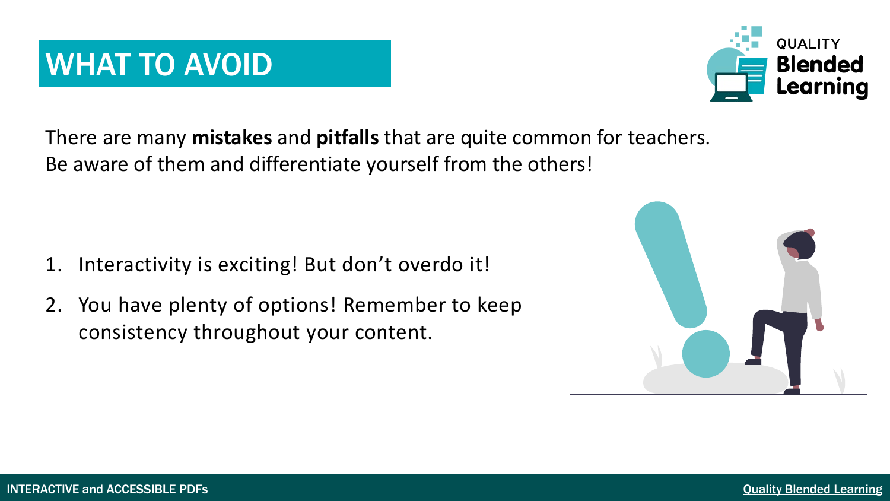# WHAT TO AVOID

There are many **mistakes** and **pitfalls** that are quite common for teachers. Be aware of them and differentiate yourself from the others!

1. Interactivity is exciting! But don't overdo it!
2. You have plenty of options! Remember to keep consistency throughout your content.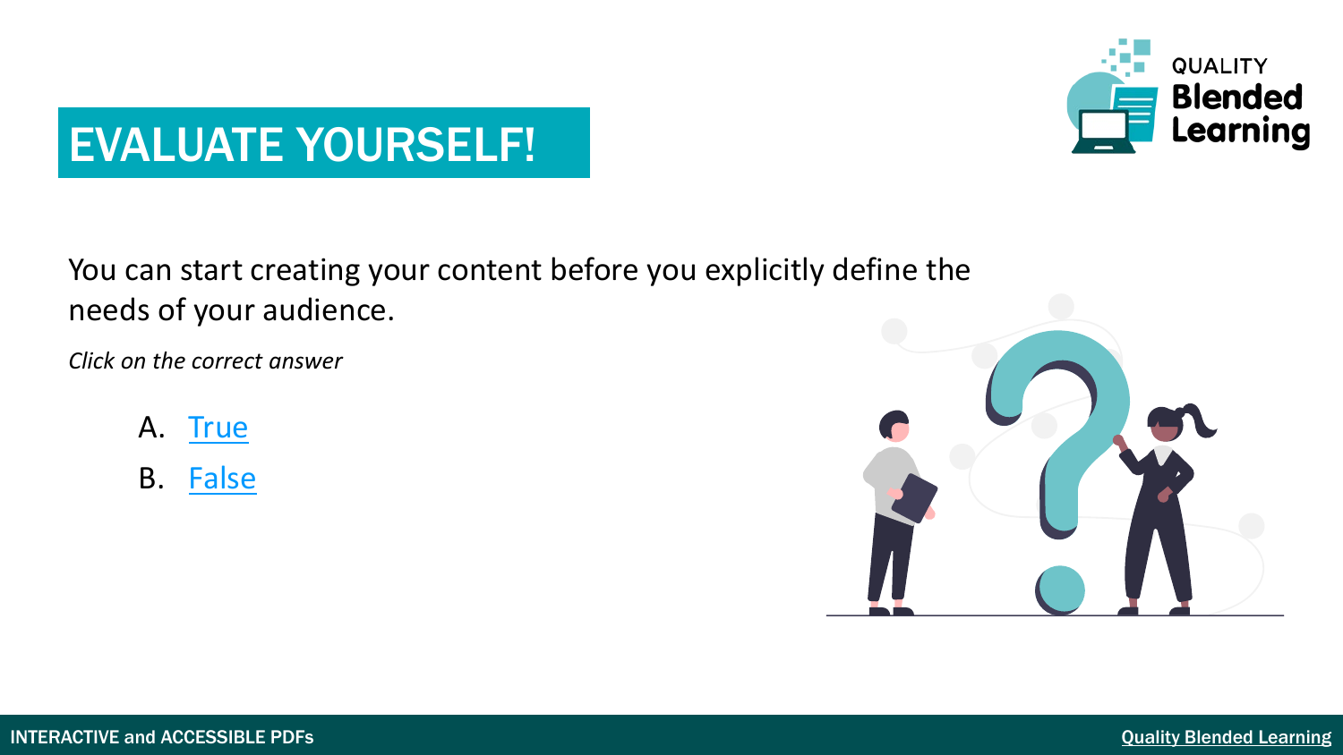# EVALUATE YOURSELF!

You can start creating your content before you explicitly define the needs of your audience.

*Click on the correct answer*

A. True

B. False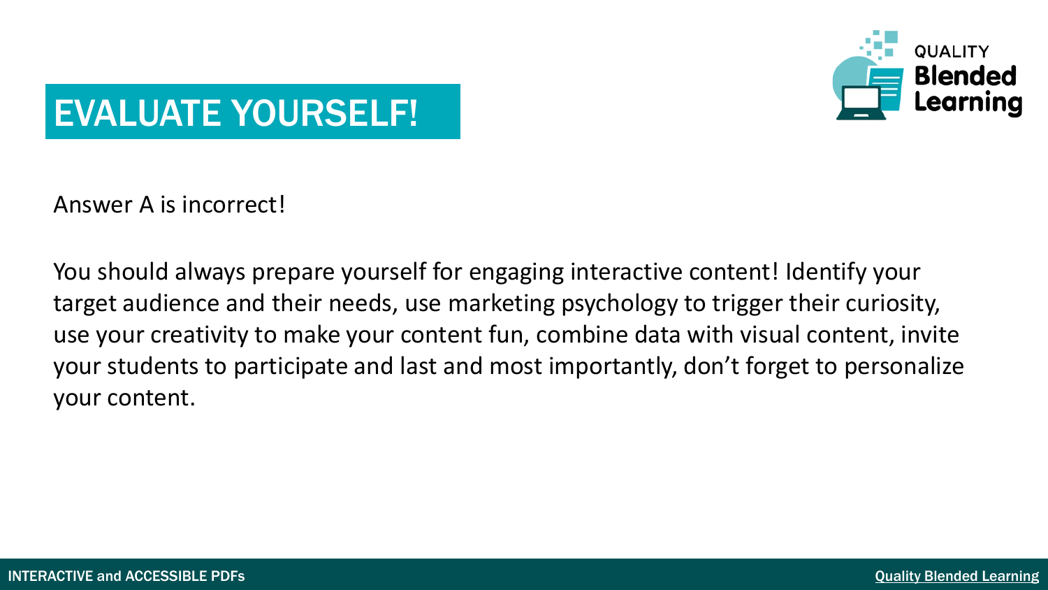# EVALUATE YOURSELF!

Answer A is incorrect!

You should always prepare yourself for engaging interactive content! Identify your target audience and their needs, use marketing psychology to trigger their curiosity, use your creativity to make your content fun, combine data with visual content, invite your students to participate and last and most importantly, don't forget to personalize your content.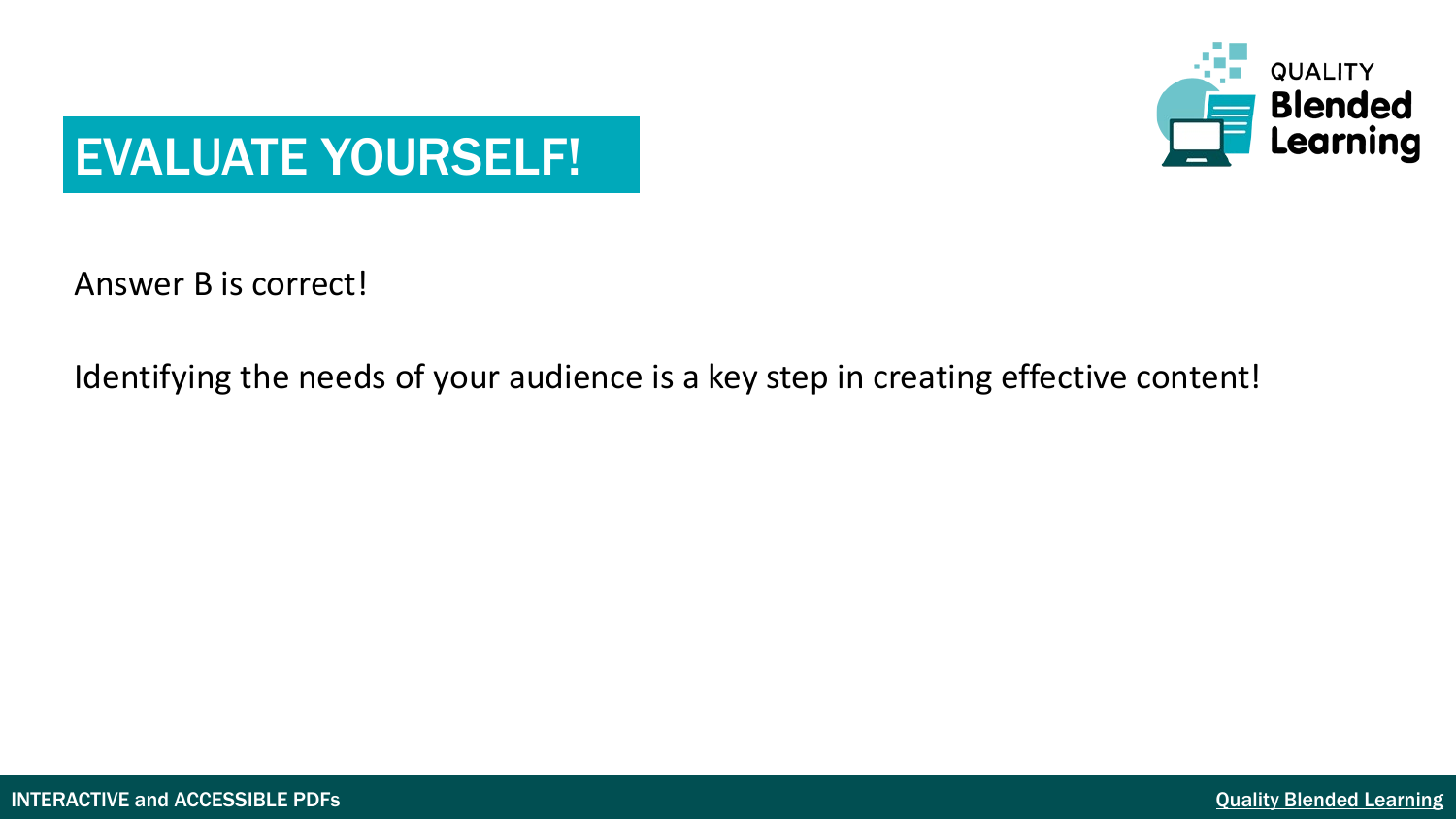# EVALUATE YOURSELF!

Answer B is correct!

Identifying the needs of your audience is a key step in creating effective content!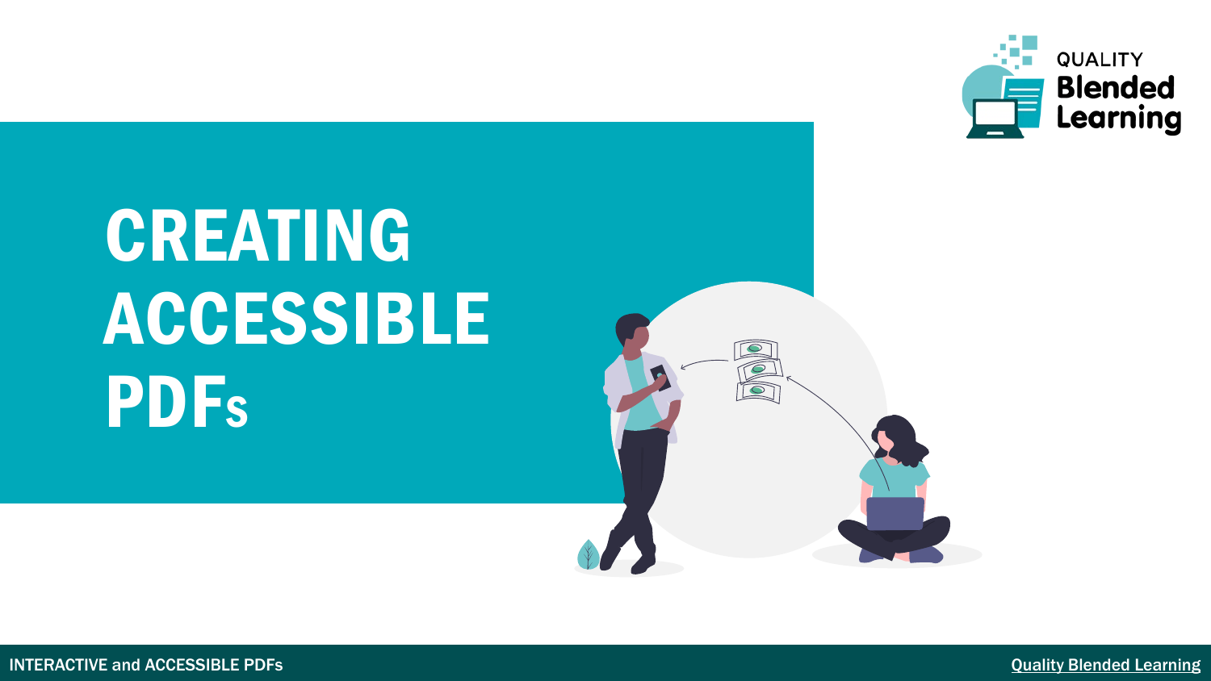# CREATING ACCESSIBLE PDFs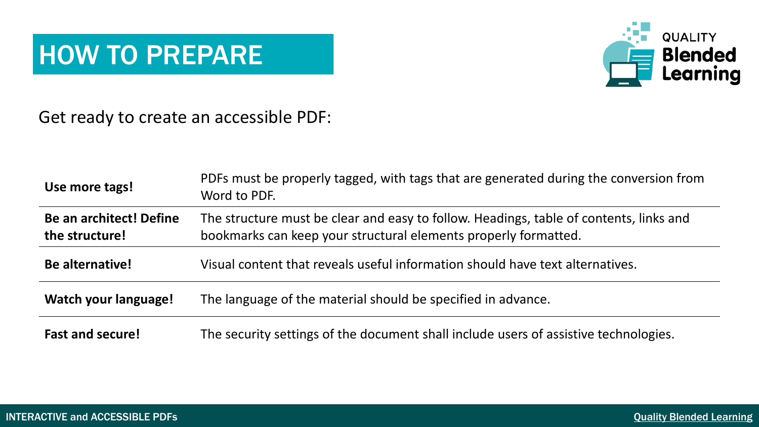# HOW TO PREPARE

Get ready to create an accessible PDF:

| | |
|---|---|
| **Use more tags!** | PDFs must be properly tagged, with tags that are generated during the conversion from Word to PDF. |
| **Be an architect! Define the structure!** | The structure must be clear and easy to follow. Headings, table of contents, links and bookmarks can keep your structural elements properly formatted. |
| **Be alternative!** | Visual content that reveals useful information should have text alternatives. |
| **Watch your language!** | The language of the material should be specified in advance. |
| **Fast and secure!** | The security settings of the document shall include users of assistive technologies. |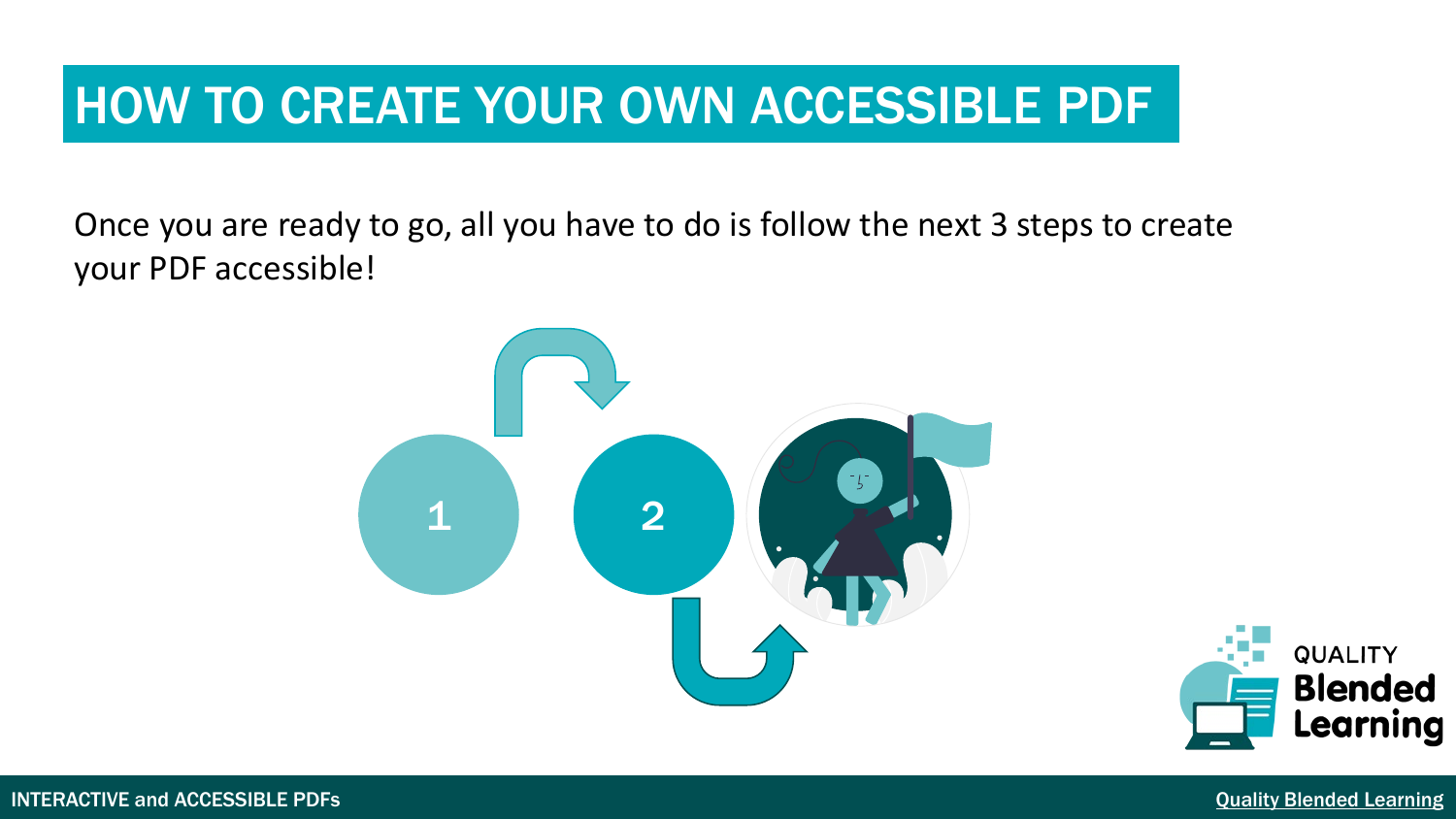# HOW TO CREATE YOUR OWN ACCESSIBLE PDF

Once you are ready to go, all you have to do is follow the next 3 steps to create your PDF accessible!

1

2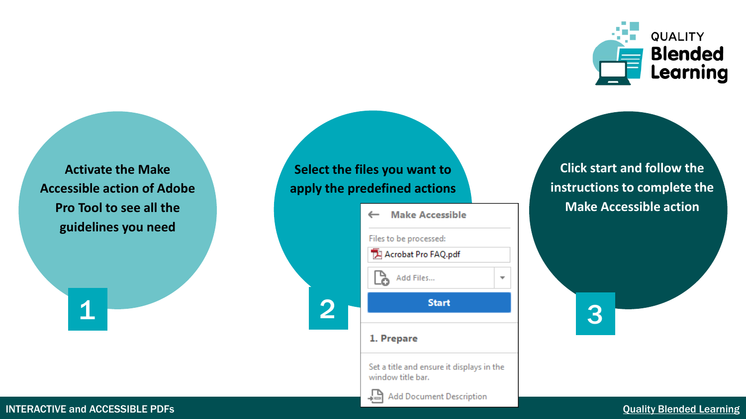1. Activate the Make Accessible action of Adobe Pro Tool to see all the guidelines you need

2. Select the files you want to apply the predefined actions

Make Accessible

Files to be processed:

Acrobat Pro FAQ.pdf

Add Files...

Start

1. Prepare

Set a title and ensure it displays in the window title bar.

Add Document Description

3. Click start and follow the instructions to complete the Make Accessible action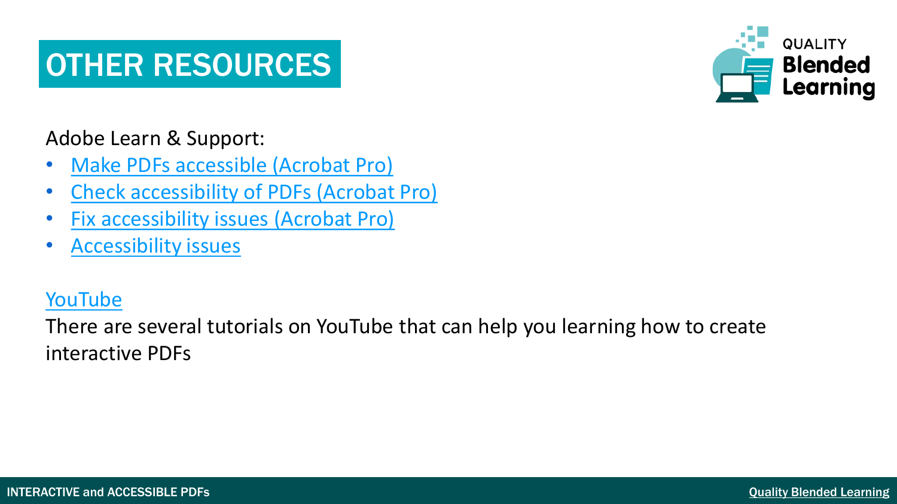# OTHER RESOURCES

Adobe Learn & Support:

- Make PDFs accessible (Acrobat Pro)
- Check accessibility of PDFs (Acrobat Pro)
- Fix accessibility issues (Acrobat Pro)
- Accessibility issues

YouTube

There are several tutorials on YouTube that can help you learning how to create interactive PDFs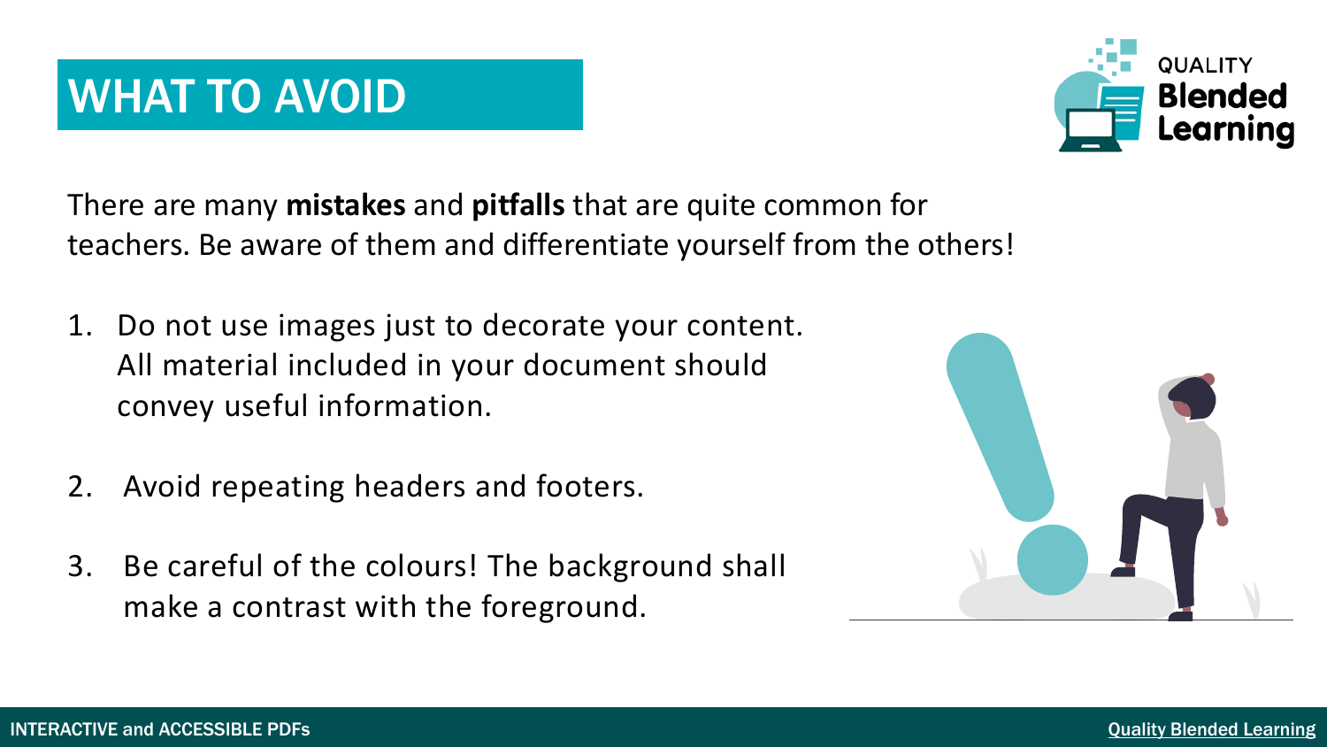# WHAT TO AVOID

There are many **mistakes** and **pitfalls** that are quite common for teachers. Be aware of them and differentiate yourself from the others!

1. Do not use images just to decorate your content. All material included in your document should convey useful information.

2. Avoid repeating headers and footers.

3. Be careful of the colours! The background shall make a contrast with the foreground.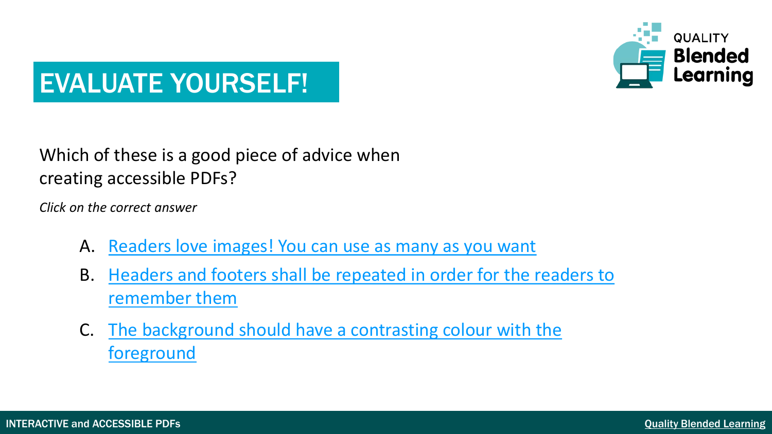# EVALUATE YOURSELF!

Which of these is a good piece of advice when creating accessible PDFs?

*Click on the correct answer*

A. Readers love images! You can use as many as you want

B. Headers and footers shall be repeated in order for the readers to remember them

C. The background should have a contrasting colour with the foreground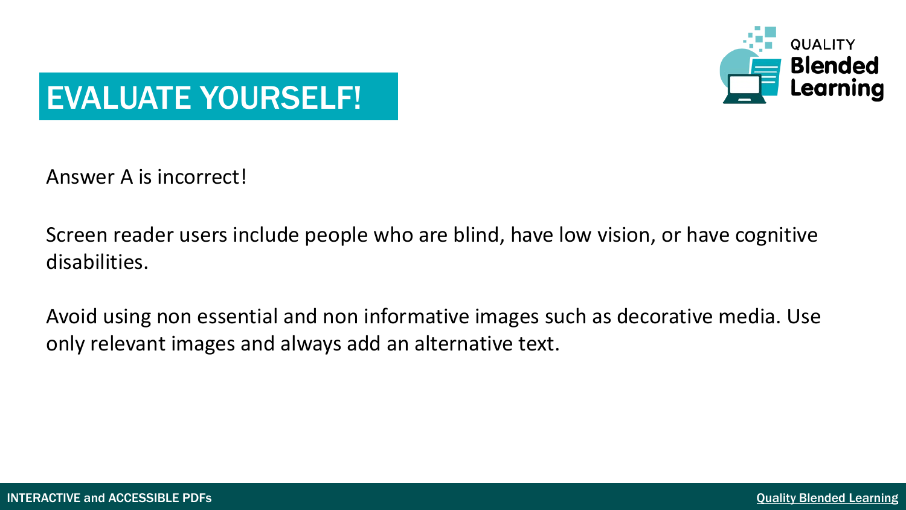# EVALUATE YOURSELF!

Answer A is incorrect!

Screen reader users include people who are blind, have low vision, or have cognitive disabilities.

Avoid using non essential and non informative images such as decorative media. Use only relevant images and always add an alternative text.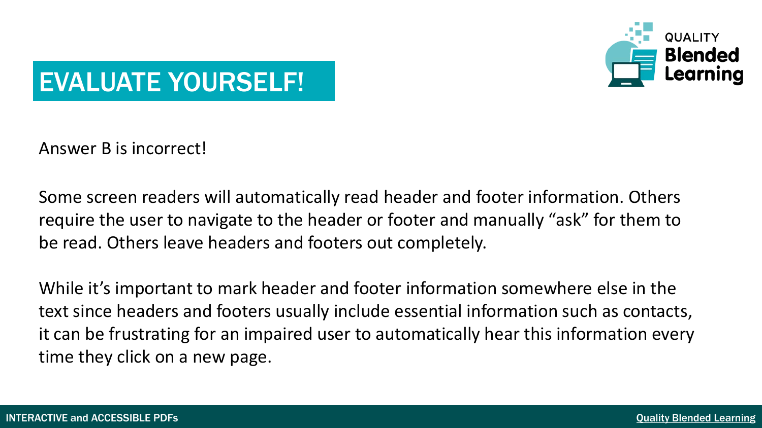# EVALUATE YOURSELF!

Answer B is incorrect!

Some screen readers will automatically read header and footer information. Others require the user to navigate to the header or footer and manually “ask” for them to be read. Others leave headers and footers out completely.

While it’s important to mark header and footer information somewhere else in the text since headers and footers usually include essential information such as contacts, it can be frustrating for an impaired user to automatically hear this information every time they click on a new page.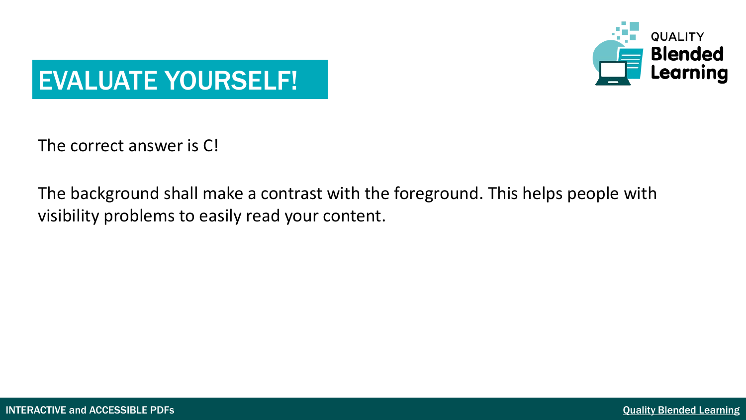# EVALUATE YOURSELF!

The correct answer is C!

The background shall make a contrast with the foreground. This helps people with visibility problems to easily read your content.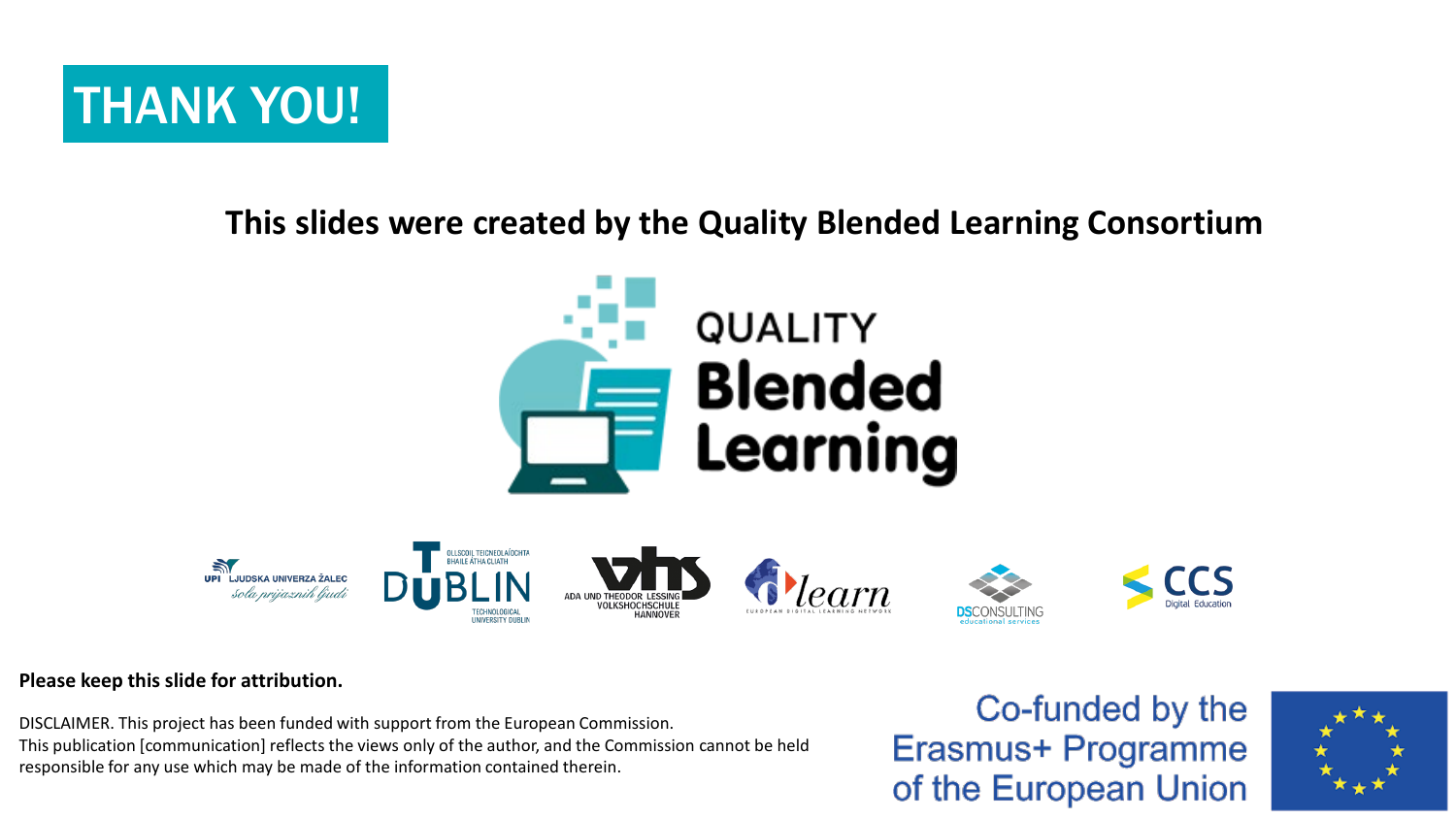# THANK YOU!

**This slides were created by the Quality Blended Learning Consortium**

**Please keep this slide for attribution.**

DISCLAIMER. This project has been funded with support from the European Commission.
This publication [communication] reflects the views only of the author, and the Commission cannot be held responsible for any use which may be made of the information contained therein.

Co-funded by the Erasmus+ Programme of the European Union